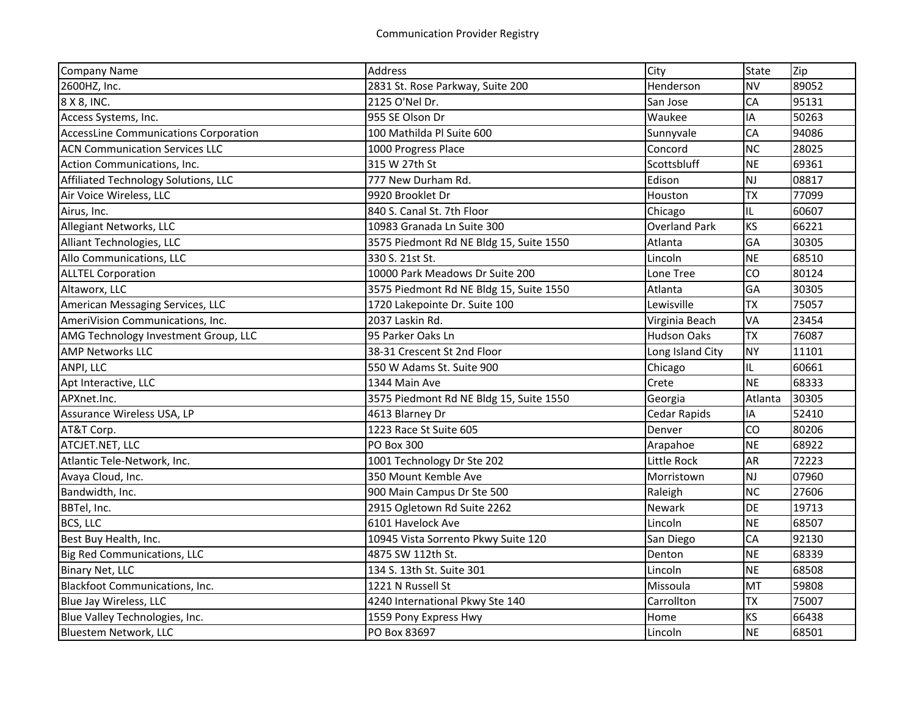# Communication Provider Registry

| Company Name | Address | City | State | Zip |
| --- | --- | --- | --- | --- |
| 2600HZ, Inc. | 2831 St. Rose Parkway, Suite 200 | Henderson | NV | 89052 |
| 8 X 8, INC. | 2125 O'Nel Dr. | San Jose | CA | 95131 |
| Access Systems, Inc. | 955 SE Olson Dr | Waukee | IA | 50263 |
| AccessLine Communications Corporation | 100 Mathilda Pl Suite 600 | Sunnyvale | CA | 94086 |
| ACN Communication Services LLC | 1000 Progress Place | Concord | NC | 28025 |
| Action Communications, Inc. | 315 W 27th St | Scottsbluff | NE | 69361 |
| Affiliated Technology Solutions, LLC | 777 New Durham Rd. | Edison | NJ | 08817 |
| Air Voice Wireless, LLC | 9920 Brooklet Dr | Houston | TX | 77099 |
| Airus, Inc. | 840 S. Canal St. 7th Floor | Chicago | IL | 60607 |
| Allegiant Networks, LLC | 10983 Granada Ln Suite 300 | Overland Park | KS | 66221 |
| Alliant Technologies, LLC | 3575 Piedmont Rd NE Bldg 15, Suite 1550 | Atlanta | GA | 30305 |
| Allo Communications, LLC | 330 S. 21st St. | Lincoln | NE | 68510 |
| ALLTEL Corporation | 10000 Park Meadows Dr Suite 200 | Lone Tree | CO | 80124 |
| Altaworx, LLC | 3575 Piedmont Rd NE Bldg 15, Suite 1550 | Atlanta | GA | 30305 |
| American Messaging Services, LLC | 1720 Lakepointe Dr. Suite 100 | Lewisville | TX | 75057 |
| AmeriVision Communications, Inc. | 2037 Laskin Rd. | Virginia Beach | VA | 23454 |
| AMG Technology Investment Group, LLC | 95 Parker Oaks Ln | Hudson Oaks | TX | 76087 |
| AMP Networks LLC | 38-31 Crescent St 2nd Floor | Long Island City | NY | 11101 |
| ANPI, LLC | 550 W Adams St. Suite 900 | Chicago | IL | 60661 |
| Apt Interactive, LLC | 1344 Main Ave | Crete | NE | 68333 |
| APXnet.Inc. | 3575 Piedmont Rd NE Bldg 15, Suite 1550 | Georgia | Atlanta | 30305 |
| Assurance Wireless USA, LP | 4613 Blarney Dr | Cedar Rapids | IA | 52410 |
| AT&T Corp. | 1223 Race St Suite 605 | Denver | CO | 80206 |
| ATCJET.NET, LLC | PO Box 300 | Arapahoe | NE | 68922 |
| Atlantic Tele-Network, Inc. | 1001 Technology Dr Ste 202 | Little Rock | AR | 72223 |
| Avaya Cloud, Inc. | 350 Mount Kemble Ave | Morristown | NJ | 07960 |
| Bandwidth, Inc. | 900 Main Campus Dr Ste 500 | Raleigh | NC | 27606 |
| BBTel, Inc. | 2915 Ogletown Rd Suite 2262 | Newark | DE | 19713 |
| BCS, LLC | 6101 Havelock Ave | Lincoln | NE | 68507 |
| Best Buy Health, Inc. | 10945 Vista Sorrento Pkwy Suite 120 | San Diego | CA | 92130 |
| Big Red Communications, LLC | 4875 SW 112th St. | Denton | NE | 68339 |
| Binary Net, LLC | 134 S. 13th St. Suite 301 | Lincoln | NE | 68508 |
| Blackfoot Communications, Inc. | 1221 N Russell St | Missoula | MT | 59808 |
| Blue Jay Wireless, LLC | 4240 International Pkwy Ste 140 | Carrollton | TX | 75007 |
| Blue Valley Technologies, Inc. | 1559 Pony Express Hwy | Home | KS | 66438 |
| Bluestem Network, LLC | PO Box 83697 | Lincoln | NE | 68501 |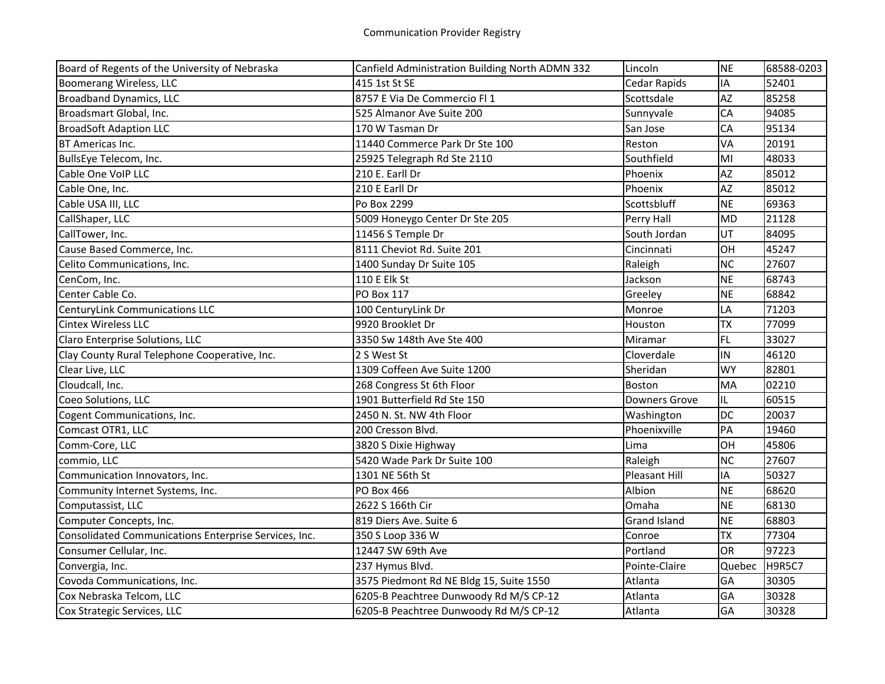| Board of Regents of the University of Nebraska | Canfield Administration Building North ADMN 332 | Lincoln | NE | 68588-0203 |
|---|---|---|---|---|
| Boomerang Wireless, LLC | 415 1st St SE | Cedar Rapids | IA | 52401 |
| Broadband Dynamics, LLC | 8757 E Via De Commercio Fl 1 | Scottsdale | AZ | 85258 |
| Broadsmart Global, Inc. | 525 Almanor Ave Suite 200 | Sunnyvale | CA | 94085 |
| BroadSoft Adaption LLC | 170 W Tasman Dr | San Jose | CA | 95134 |
| BT Americas Inc. | 11440 Commerce Park Dr Ste 100 | Reston | VA | 20191 |
| BullsEye Telecom, Inc. | 25925 Telegraph Rd Ste 2110 | Southfield | MI | 48033 |
| Cable One VoIP LLC | 210 E. Earll Dr | Phoenix | AZ | 85012 |
| Cable One, Inc. | 210 E Earll Dr | Phoenix | AZ | 85012 |
| Cable USA III, LLC | Po Box 2299 | Scottsbluff | NE | 69363 |
| CallShaper, LLC | 5009 Honeygo Center Dr Ste 205 | Perry Hall | MD | 21128 |
| CallTower, Inc. | 11456 S Temple Dr | South Jordan | UT | 84095 |
| Cause Based Commerce, Inc. | 8111 Cheviot Rd. Suite 201 | Cincinnati | OH | 45247 |
| Celito Communications, Inc. | 1400 Sunday Dr Suite 105 | Raleigh | NC | 27607 |
| CenCom, Inc. | 110 E Elk St | Jackson | NE | 68743 |
| Center Cable Co. | PO Box 117 | Greeley | NE | 68842 |
| CenturyLink Communications LLC | 100 CenturyLink Dr | Monroe | LA | 71203 |
| Cintex Wireless LLC | 9920 Brooklet Dr | Houston | TX | 77099 |
| Claro Enterprise Solutions, LLC | 3350 Sw 148th Ave Ste 400 | Miramar | FL | 33027 |
| Clay County Rural Telephone Cooperative, Inc. | 2 S West St | Cloverdale | IN | 46120 |
| Clear Live, LLC | 1309 Coffeen Ave Suite 1200 | Sheridan | WY | 82801 |
| Cloudcall, Inc. | 268 Congress St 6th Floor | Boston | MA | 02210 |
| Coeo Solutions, LLC | 1901 Butterfield Rd Ste 150 | Downers Grove | IL | 60515 |
| Cogent Communications, Inc. | 2450 N. St. NW 4th Floor | Washington | DC | 20037 |
| Comcast OTR1, LLC | 200 Cresson Blvd. | Phoenixville | PA | 19460 |
| Comm-Core, LLC | 3820 S Dixie Highway | Lima | OH | 45806 |
| commio, LLC | 5420 Wade Park Dr Suite 100 | Raleigh | NC | 27607 |
| Communication Innovators, Inc. | 1301 NE 56th St | Pleasant Hill | IA | 50327 |
| Community Internet Systems, Inc. | PO Box 466 | Albion | NE | 68620 |
| Computassist, LLC | 2622 S 166th Cir | Omaha | NE | 68130 |
| Computer Concepts, Inc. | 819 Diers Ave. Suite 6 | Grand Island | NE | 68803 |
| Consolidated Communications Enterprise Services, Inc. | 350 S Loop 336 W | Conroe | TX | 77304 |
| Consumer Cellular, Inc. | 12447 SW 69th Ave | Portland | OR | 97223 |
| Convergia, Inc. | 237 Hymus Blvd. | Pointe-Claire | Quebec | H9R5C7 |
| Covoda Communications, Inc. | 3575 Piedmont Rd NE Bldg 15, Suite 1550 | Atlanta | GA | 30305 |
| Cox Nebraska Telcom, LLC | 6205-B Peachtree Dunwoody Rd M/S CP-12 | Atlanta | GA | 30328 |
| Cox Strategic Services, LLC | 6205-B Peachtree Dunwoody Rd M/S CP-12 | Atlanta | GA | 30328 |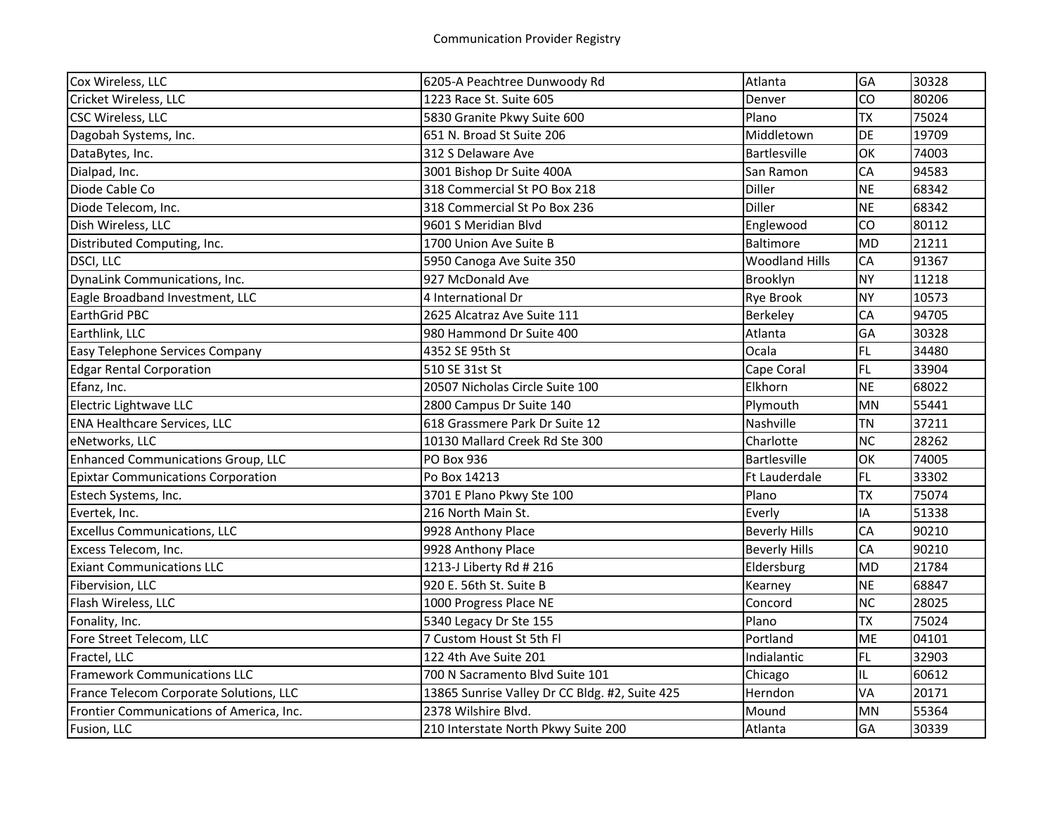| Cox Wireless, LLC | 6205-A Peachtree Dunwoody Rd | Atlanta | GA | 30328 |
| --- | --- | --- | --- | --- |
| Cricket Wireless, LLC | 1223 Race St. Suite 605 | Denver | CO | 80206 |
| CSC Wireless, LLC | 5830 Granite Pkwy Suite 600 | Plano | TX | 75024 |
| Dagobah Systems, Inc. | 651 N. Broad St Suite 206 | Middletown | DE | 19709 |
| DataBytes, Inc. | 312 S Delaware Ave | Bartlesville | OK | 74003 |
| Dialpad, Inc. | 3001 Bishop Dr Suite 400A | San Ramon | CA | 94583 |
| Diode Cable Co | 318 Commercial St PO Box 218 | Diller | NE | 68342 |
| Diode Telecom, Inc. | 318 Commercial St Po Box 236 | Diller | NE | 68342 |
| Dish Wireless, LLC | 9601 S Meridian Blvd | Englewood | CO | 80112 |
| Distributed Computing, Inc. | 1700 Union Ave Suite B | Baltimore | MD | 21211 |
| DSCI, LLC | 5950 Canoga Ave Suite 350 | Woodland Hills | CA | 91367 |
| DynaLink Communications, Inc. | 927 McDonald Ave | Brooklyn | NY | 11218 |
| Eagle Broadband Investment, LLC | 4 International Dr | Rye Brook | NY | 10573 |
| EarthGrid PBC | 2625 Alcatraz Ave Suite 111 | Berkeley | CA | 94705 |
| Earthlink, LLC | 980 Hammond Dr Suite 400 | Atlanta | GA | 30328 |
| Easy Telephone Services Company | 4352 SE 95th St | Ocala | FL | 34480 |
| Edgar Rental Corporation | 510 SE 31st St | Cape Coral | FL | 33904 |
| Efanz, Inc. | 20507 Nicholas Circle Suite 100 | Elkhorn | NE | 68022 |
| Electric Lightwave LLC | 2800 Campus Dr Suite 140 | Plymouth | MN | 55441 |
| ENA Healthcare Services, LLC | 618 Grassmere Park Dr Suite 12 | Nashville | TN | 37211 |
| eNetworks, LLC | 10130 Mallard Creek Rd Ste 300 | Charlotte | NC | 28262 |
| Enhanced Communications Group, LLC | PO Box 936 | Bartlesville | OK | 74005 |
| Epixtar Communications Corporation | Po Box 14213 | Ft Lauderdale | FL | 33302 |
| Estech Systems, Inc. | 3701 E Plano Pkwy Ste 100 | Plano | TX | 75074 |
| Evertek, Inc. | 216 North Main St. | Everly | IA | 51338 |
| Excellus Communications, LLC | 9928 Anthony Place | Beverly Hills | CA | 90210 |
| Excess Telecom, Inc. | 9928 Anthony Place | Beverly Hills | CA | 90210 |
| Exiant Communications LLC | 1213-J Liberty Rd # 216 | Eldersburg | MD | 21784 |
| Fibervision, LLC | 920 E. 56th St. Suite B | Kearney | NE | 68847 |
| Flash Wireless, LLC | 1000 Progress Place NE | Concord | NC | 28025 |
| Fonality, Inc. | 5340 Legacy Dr Ste 155 | Plano | TX | 75024 |
| Fore Street Telecom, LLC | 7 Custom Houst St 5th Fl | Portland | ME | 04101 |
| Fractel, LLC | 122 4th Ave Suite 201 | Indialantic | FL | 32903 |
| Framework Communications LLC | 700 N Sacramento Blvd Suite 101 | Chicago | IL | 60612 |
| France Telecom Corporate Solutions, LLC | 13865 Sunrise Valley Dr CC Bldg. #2, Suite 425 | Herndon | VA | 20171 |
| Frontier Communications of America, Inc. | 2378 Wilshire Blvd. | Mound | MN | 55364 |
| Fusion, LLC | 210 Interstate North Pkwy Suite 200 | Atlanta | GA | 30339 |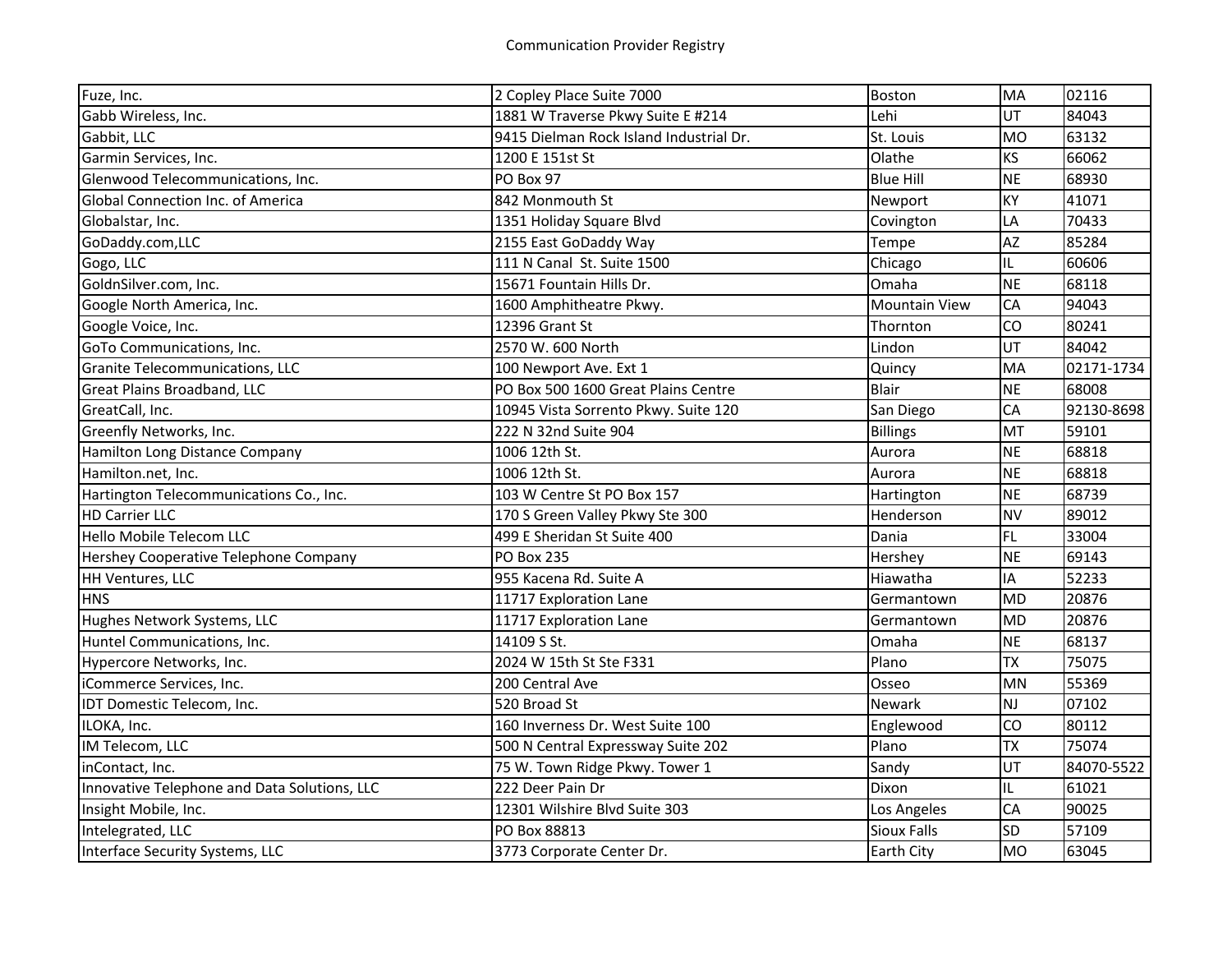Communication Provider Registry

| | | | | |
|---|---|---|---|---|
| Fuze, Inc. | 2 Copley Place Suite 7000 | Boston | MA | 02116 |
| Gabb Wireless, Inc. | 1881 W Traverse Pkwy Suite E #214 | Lehi | UT | 84043 |
| Gabbit, LLC | 9415 Dielman Rock Island Industrial Dr. | St. Louis | MO | 63132 |
| Garmin Services, Inc. | 1200 E 151st St | Olathe | KS | 66062 |
| Glenwood Telecommunications, Inc. | PO Box 97 | Blue Hill | NE | 68930 |
| Global Connection Inc. of America | 842 Monmouth St | Newport | KY | 41071 |
| Globalstar, Inc. | 1351 Holiday Square Blvd | Covington | LA | 70433 |
| GoDaddy.com,LLC | 2155 East GoDaddy Way | Tempe | AZ | 85284 |
| Gogo, LLC | 111 N Canal St. Suite 1500 | Chicago | IL | 60606 |
| GoldnSilver.com, Inc. | 15671 Fountain Hills Dr. | Omaha | NE | 68118 |
| Google North America, Inc. | 1600 Amphitheatre Pkwy. | Mountain View | CA | 94043 |
| Google Voice, Inc. | 12396 Grant St | Thornton | CO | 80241 |
| GoTo Communications, Inc. | 2570 W. 600 North | Lindon | UT | 84042 |
| Granite Telecommunications, LLC | 100 Newport Ave. Ext 1 | Quincy | MA | 02171-1734 |
| Great Plains Broadband, LLC | PO Box 500 1600 Great Plains Centre | Blair | NE | 68008 |
| GreatCall, Inc. | 10945 Vista Sorrento Pkwy. Suite 120 | San Diego | CA | 92130-8698 |
| Greenfly Networks, Inc. | 222 N 32nd Suite 904 | Billings | MT | 59101 |
| Hamilton Long Distance Company | 1006 12th St. | Aurora | NE | 68818 |
| Hamilton.net, Inc. | 1006 12th St. | Aurora | NE | 68818 |
| Hartington Telecommunications Co., Inc. | 103 W Centre St PO Box 157 | Hartington | NE | 68739 |
| HD Carrier LLC | 170 S Green Valley Pkwy Ste 300 | Henderson | NV | 89012 |
| Hello Mobile Telecom LLC | 499 E Sheridan St Suite 400 | Dania | FL | 33004 |
| Hershey Cooperative Telephone Company | PO Box 235 | Hershey | NE | 69143 |
| HH Ventures, LLC | 955 Kacena Rd. Suite A | Hiawatha | IA | 52233 |
| HNS | 11717 Exploration Lane | Germantown | MD | 20876 |
| Hughes Network Systems, LLC | 11717 Exploration Lane | Germantown | MD | 20876 |
| Huntel Communications, Inc. | 14109 S St. | Omaha | NE | 68137 |
| Hypercore Networks, Inc. | 2024 W 15th St Ste F331 | Plano | TX | 75075 |
| iCommerce Services, Inc. | 200 Central Ave | Osseo | MN | 55369 |
| IDT Domestic Telecom, Inc. | 520 Broad St | Newark | NJ | 07102 |
| ILOKA, Inc. | 160 Inverness Dr. West Suite 100 | Englewood | CO | 80112 |
| IM Telecom, LLC | 500 N Central Expressway Suite 202 | Plano | TX | 75074 |
| inContact, Inc. | 75 W. Town Ridge Pkwy. Tower 1 | Sandy | UT | 84070-5522 |
| Innovative Telephone and Data Solutions, LLC | 222 Deer Pain Dr | Dixon | IL | 61021 |
| Insight Mobile, Inc. | 12301 Wilshire Blvd Suite 303 | Los Angeles | CA | 90025 |
| Intelegrated, LLC | PO Box 88813 | Sioux Falls | SD | 57109 |
| Interface Security Systems, LLC | 3773 Corporate Center Dr. | Earth City | MO | 63045 |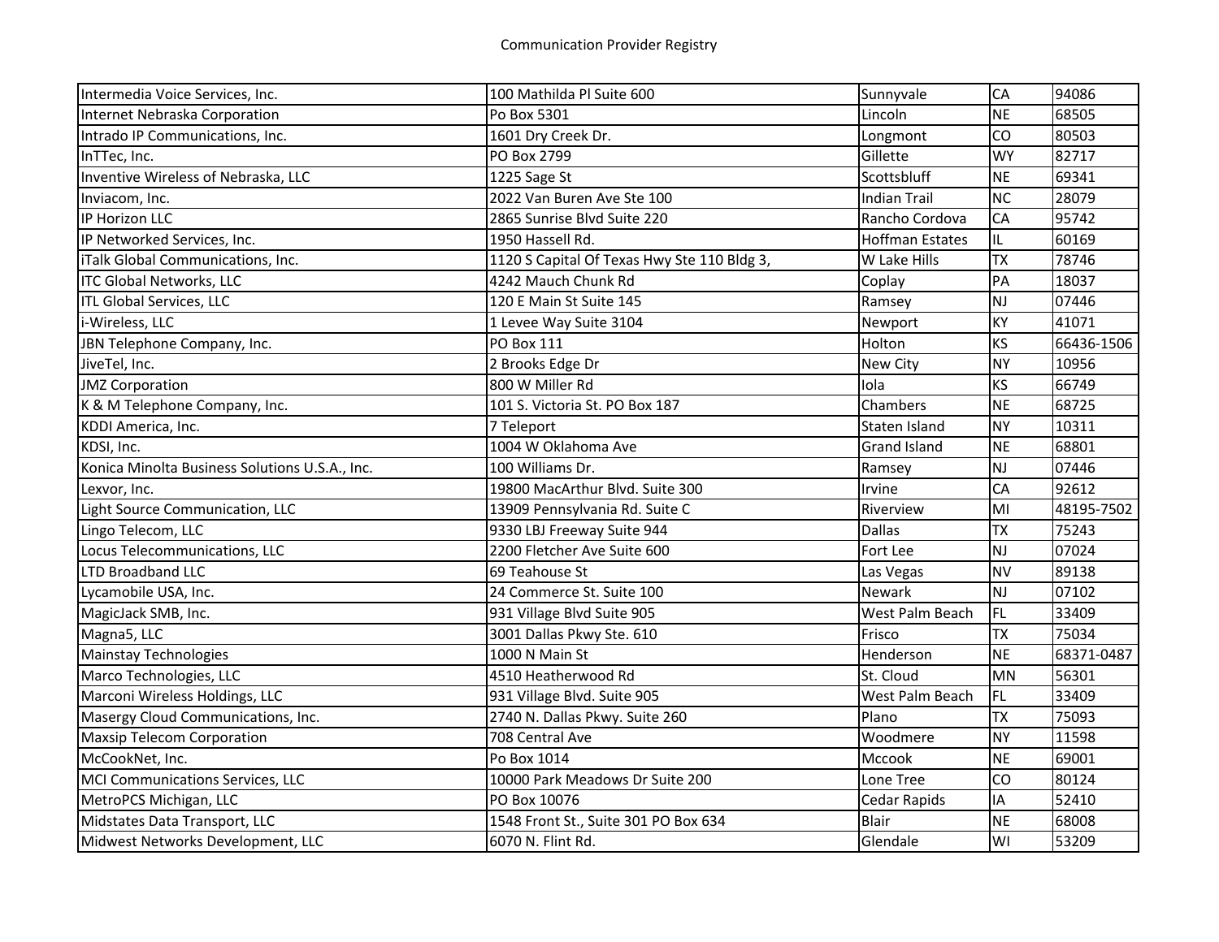Communication Provider Registry

| | | | | |
|---|---|---|---|---|
| Intermedia Voice Services, Inc. | 100 Mathilda Pl Suite 600 | Sunnyvale | CA | 94086 |
| Internet Nebraska Corporation | Po Box 5301 | Lincoln | NE | 68505 |
| Intrado IP Communications, Inc. | 1601 Dry Creek Dr. | Longmont | CO | 80503 |
| InTTec, Inc. | PO Box 2799 | Gillette | WY | 82717 |
| Inventive Wireless of Nebraska, LLC | 1225 Sage St | Scottsbluff | NE | 69341 |
| Inviacom, Inc. | 2022 Van Buren Ave Ste 100 | Indian Trail | NC | 28079 |
| IP Horizon LLC | 2865 Sunrise Blvd Suite 220 | Rancho Cordova | CA | 95742 |
| IP Networked Services, Inc. | 1950 Hassell Rd. | Hoffman Estates | IL | 60169 |
| iTalk Global Communications, Inc. | 1120 S Capital Of Texas Hwy Ste 110 Bldg 3, | W Lake Hills | TX | 78746 |
| ITC Global Networks, LLC | 4242 Mauch Chunk Rd | Coplay | PA | 18037 |
| ITL Global Services, LLC | 120 E Main St Suite 145 | Ramsey | NJ | 07446 |
| i-Wireless, LLC | 1 Levee Way Suite 3104 | Newport | KY | 41071 |
| JBN Telephone Company, Inc. | PO Box 111 | Holton | KS | 66436-1506 |
| JiveTel, Inc. | 2 Brooks Edge Dr | New City | NY | 10956 |
| JMZ Corporation | 800 W Miller Rd | Iola | KS | 66749 |
| K & M Telephone Company, Inc. | 101 S. Victoria St. PO Box 187 | Chambers | NE | 68725 |
| KDDI America, Inc. | 7 Teleport | Staten Island | NY | 10311 |
| KDSI, Inc. | 1004 W Oklahoma Ave | Grand Island | NE | 68801 |
| Konica Minolta Business Solutions U.S.A., Inc. | 100 Williams Dr. | Ramsey | NJ | 07446 |
| Lexvor, Inc. | 19800 MacArthur Blvd. Suite 300 | Irvine | CA | 92612 |
| Light Source Communication, LLC | 13909 Pennsylvania Rd. Suite C | Riverview | MI | 48195-7502 |
| Lingo Telecom, LLC | 9330 LBJ Freeway Suite 944 | Dallas | TX | 75243 |
| Locus Telecommunications, LLC | 2200 Fletcher Ave Suite 600 | Fort Lee | NJ | 07024 |
| LTD Broadband LLC | 69 Teahouse St | Las Vegas | NV | 89138 |
| Lycamobile USA, Inc. | 24 Commerce St. Suite 100 | Newark | NJ | 07102 |
| MagicJack SMB, Inc. | 931 Village Blvd Suite 905 | West Palm Beach | FL | 33409 |
| Magna5, LLC | 3001 Dallas Pkwy Ste. 610 | Frisco | TX | 75034 |
| Mainstay Technologies | 1000 N Main St | Henderson | NE | 68371-0487 |
| Marco Technologies, LLC | 4510 Heatherwood Rd | St. Cloud | MN | 56301 |
| Marconi Wireless Holdings, LLC | 931 Village Blvd. Suite 905 | West Palm Beach | FL | 33409 |
| Masergy Cloud Communications, Inc. | 2740 N. Dallas Pkwy. Suite 260 | Plano | TX | 75093 |
| Maxsip Telecom Corporation | 708 Central Ave | Woodmere | NY | 11598 |
| McCookNet, Inc. | Po Box 1014 | Mccook | NE | 69001 |
| MCI Communications Services, LLC | 10000 Park Meadows Dr Suite 200 | Lone Tree | CO | 80124 |
| MetroPCS Michigan, LLC | PO Box 10076 | Cedar Rapids | IA | 52410 |
| Midstates Data Transport, LLC | 1548 Front St., Suite 301 PO Box 634 | Blair | NE | 68008 |
| Midwest Networks Development, LLC | 6070 N. Flint Rd. | Glendale | WI | 53209 |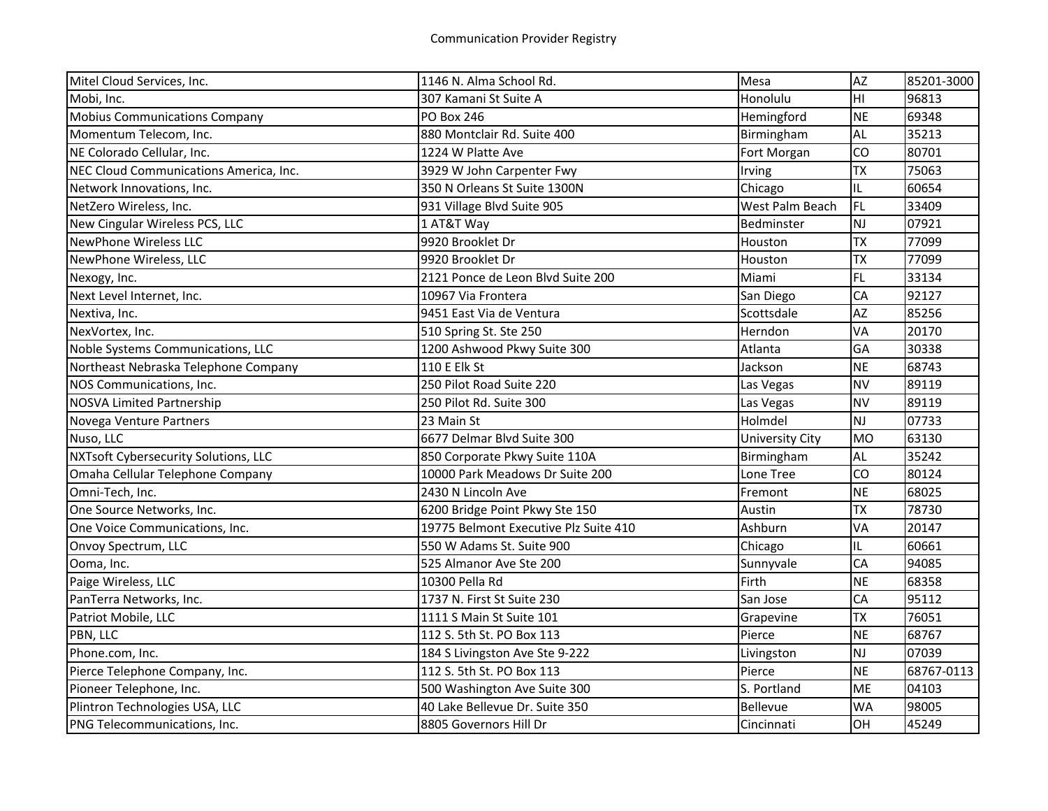Communication Provider Registry

| | | | | |
|---|---|---|---|---|
| Mitel Cloud Services, Inc. | 1146 N. Alma School Rd. | Mesa | AZ | 85201-3000 |
| Mobi, Inc. | 307 Kamani St Suite A | Honolulu | HI | 96813 |
| Mobius Communications Company | PO Box 246 | Hemingford | NE | 69348 |
| Momentum Telecom, Inc. | 880 Montclair Rd. Suite 400 | Birmingham | AL | 35213 |
| NE Colorado Cellular, Inc. | 1224 W Platte Ave | Fort Morgan | CO | 80701 |
| NEC Cloud Communications America, Inc. | 3929 W John Carpenter Fwy | Irving | TX | 75063 |
| Network Innovations, Inc. | 350 N Orleans St Suite 1300N | Chicago | IL | 60654 |
| NetZero Wireless, Inc. | 931 Village Blvd Suite 905 | West Palm Beach | FL | 33409 |
| New Cingular Wireless PCS, LLC | 1 AT&T Way | Bedminster | NJ | 07921 |
| NewPhone Wireless LLC | 9920 Brooklet Dr | Houston | TX | 77099 |
| NewPhone Wireless, LLC | 9920 Brooklet Dr | Houston | TX | 77099 |
| Nexogy, Inc. | 2121 Ponce de Leon Blvd Suite 200 | Miami | FL | 33134 |
| Next Level Internet, Inc. | 10967 Via Frontera | San Diego | CA | 92127 |
| Nextiva, Inc. | 9451 East Via de Ventura | Scottsdale | AZ | 85256 |
| NexVortex, Inc. | 510 Spring St. Ste 250 | Herndon | VA | 20170 |
| Noble Systems Communications, LLC | 1200 Ashwood Pkwy Suite 300 | Atlanta | GA | 30338 |
| Northeast Nebraska Telephone Company | 110 E Elk St | Jackson | NE | 68743 |
| NOS Communications, Inc. | 250 Pilot Road Suite 220 | Las Vegas | NV | 89119 |
| NOSVA Limited Partnership | 250 Pilot Rd. Suite 300 | Las Vegas | NV | 89119 |
| Novega Venture Partners | 23 Main St | Holmdel | NJ | 07733 |
| Nuso, LLC | 6677 Delmar Blvd Suite 300 | University City | MO | 63130 |
| NXTsoft Cybersecurity Solutions, LLC | 850 Corporate Pkwy Suite 110A | Birmingham | AL | 35242 |
| Omaha Cellular Telephone Company | 10000 Park Meadows Dr Suite 200 | Lone Tree | CO | 80124 |
| Omni-Tech, Inc. | 2430 N Lincoln Ave | Fremont | NE | 68025 |
| One Source Networks, Inc. | 6200 Bridge Point Pkwy Ste 150 | Austin | TX | 78730 |
| One Voice Communications, Inc. | 19775 Belmont Executive Plz Suite 410 | Ashburn | VA | 20147 |
| Onvoy Spectrum, LLC | 550 W Adams St. Suite 900 | Chicago | IL | 60661 |
| Ooma, Inc. | 525 Almanor Ave Ste 200 | Sunnyvale | CA | 94085 |
| Paige Wireless, LLC | 10300 Pella Rd | Firth | NE | 68358 |
| PanTerra Networks, Inc. | 1737 N. First St Suite 230 | San Jose | CA | 95112 |
| Patriot Mobile, LLC | 1111 S Main St Suite 101 | Grapevine | TX | 76051 |
| PBN, LLC | 112 S. 5th St. PO Box 113 | Pierce | NE | 68767 |
| Phone.com, Inc. | 184 S Livingston Ave Ste 9-222 | Livingston | NJ | 07039 |
| Pierce Telephone Company, Inc. | 112 S. 5th St. PO Box 113 | Pierce | NE | 68767-0113 |
| Pioneer Telephone, Inc. | 500 Washington Ave Suite 300 | S. Portland | ME | 04103 |
| Plintron Technologies USA, LLC | 40 Lake Bellevue Dr. Suite 350 | Bellevue | WA | 98005 |
| PNG Telecommunications, Inc. | 8805 Governors Hill Dr | Cincinnati | OH | 45249 |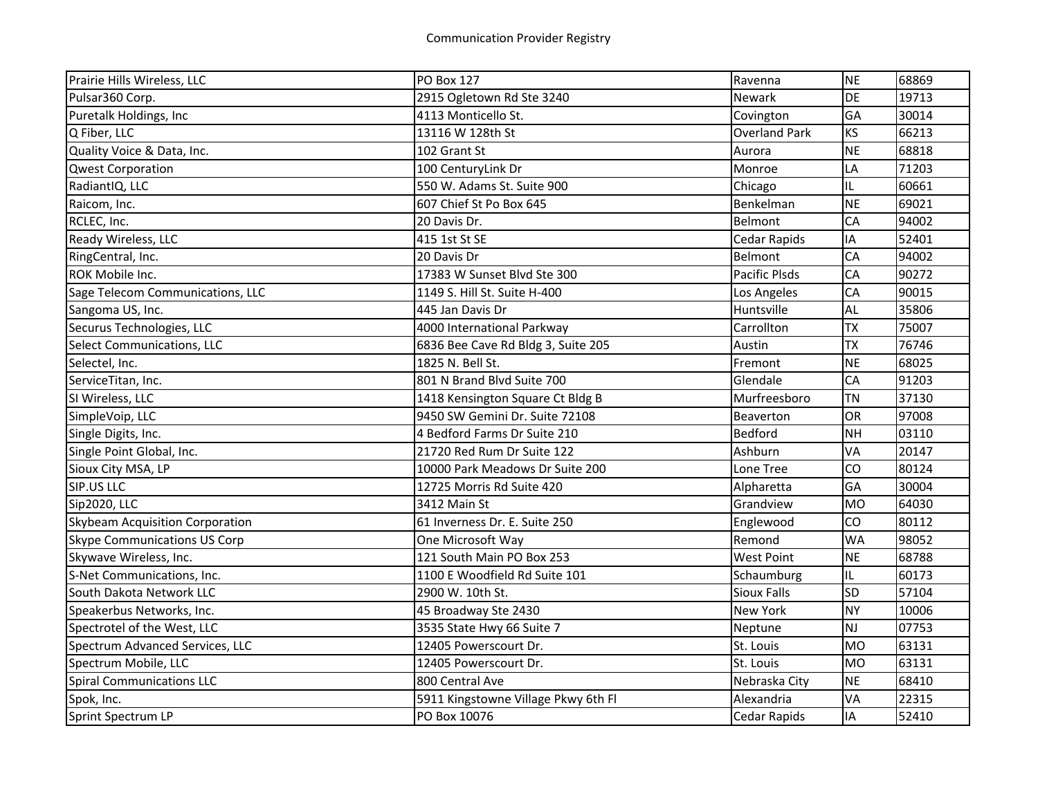Communication Provider Registry

| | | | | |
|---|---|---|---|---|
| Prairie Hills Wireless, LLC | PO Box 127 | Ravenna | NE | 68869 |
| Pulsar360 Corp. | 2915 Ogletown Rd Ste 3240 | Newark | DE | 19713 |
| Puretalk Holdings, Inc | 4113 Monticello St. | Covington | GA | 30014 |
| Q Fiber, LLC | 13116 W 128th St | Overland Park | KS | 66213 |
| Quality Voice & Data, Inc. | 102 Grant St | Aurora | NE | 68818 |
| Qwest Corporation | 100 CenturyLink Dr | Monroe | LA | 71203 |
| RadiantIQ, LLC | 550 W. Adams St. Suite 900 | Chicago | IL | 60661 |
| Raicom, Inc. | 607 Chief St Po Box 645 | Benkelman | NE | 69021 |
| RCLEC, Inc. | 20 Davis Dr. | Belmont | CA | 94002 |
| Ready Wireless, LLC | 415 1st St SE | Cedar Rapids | IA | 52401 |
| RingCentral, Inc. | 20 Davis Dr | Belmont | CA | 94002 |
| ROK Mobile Inc. | 17383 W Sunset Blvd Ste 300 | Pacific Plsds | CA | 90272 |
| Sage Telecom Communications, LLC | 1149 S. Hill St. Suite H-400 | Los Angeles | CA | 90015 |
| Sangoma US, Inc. | 445 Jan Davis Dr | Huntsville | AL | 35806 |
| Securus Technologies, LLC | 4000 International Parkway | Carrollton | TX | 75007 |
| Select Communications, LLC | 6836 Bee Cave Rd Bldg 3, Suite 205 | Austin | TX | 76746 |
| Selectel, Inc. | 1825 N. Bell St. | Fremont | NE | 68025 |
| ServiceTitan, Inc. | 801 N Brand Blvd Suite 700 | Glendale | CA | 91203 |
| SI Wireless, LLC | 1418 Kensington Square Ct Bldg B | Murfreesboro | TN | 37130 |
| SimpleVoip, LLC | 9450 SW Gemini Dr. Suite 72108 | Beaverton | OR | 97008 |
| Single Digits, Inc. | 4 Bedford Farms Dr Suite 210 | Bedford | NH | 03110 |
| Single Point Global, Inc. | 21720 Red Rum Dr Suite 122 | Ashburn | VA | 20147 |
| Sioux City MSA, LP | 10000 Park Meadows Dr Suite 200 | Lone Tree | CO | 80124 |
| SIP.US LLC | 12725 Morris Rd Suite 420 | Alpharetta | GA | 30004 |
| Sip2020, LLC | 3412 Main St | Grandview | MO | 64030 |
| Skybeam Acquisition Corporation | 61 Inverness Dr. E. Suite 250 | Englewood | CO | 80112 |
| Skype Communications US Corp | One Microsoft Way | Remond | WA | 98052 |
| Skywave Wireless, Inc. | 121 South Main PO Box 253 | West Point | NE | 68788 |
| S-Net Communications, Inc. | 1100 E Woodfield Rd Suite 101 | Schaumburg | IL | 60173 |
| South Dakota Network LLC | 2900 W. 10th St. | Sioux Falls | SD | 57104 |
| Speakerbus Networks, Inc. | 45 Broadway Ste 2430 | New York | NY | 10006 |
| Spectrotel of the West, LLC | 3535 State Hwy 66 Suite 7 | Neptune | NJ | 07753 |
| Spectrum Advanced Services, LLC | 12405 Powerscourt Dr. | St. Louis | MO | 63131 |
| Spectrum Mobile, LLC | 12405 Powerscourt Dr. | St. Louis | MO | 63131 |
| Spiral Communications LLC | 800 Central Ave | Nebraska City | NE | 68410 |
| Spok, Inc. | 5911 Kingstowne Village Pkwy 6th Fl | Alexandria | VA | 22315 |
| Sprint Spectrum LP | PO Box 10076 | Cedar Rapids | IA | 52410 |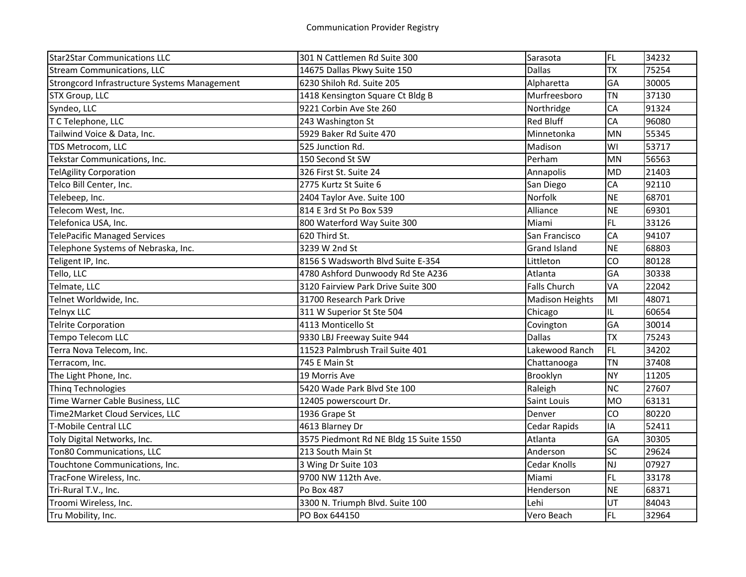Communication Provider Registry

| | | | | |
|---|---|---|---|---|
| Star2Star Communications LLC | 301 N Cattlemen Rd Suite 300 | Sarasota | FL | 34232 |
| Stream Communications, LLC | 14675 Dallas Pkwy Suite 150 | Dallas | TX | 75254 |
| Strongcord Infrastructure Systems Management | 6230 Shiloh Rd. Suite 205 | Alpharetta | GA | 30005 |
| STX Group, LLC | 1418 Kensington Square Ct Bldg B | Murfreesboro | TN | 37130 |
| Syndeo, LLC | 9221 Corbin Ave Ste 260 | Northridge | CA | 91324 |
| T C Telephone, LLC | 243 Washington St | Red Bluff | CA | 96080 |
| Tailwind Voice & Data, Inc. | 5929 Baker Rd Suite 470 | Minnetonka | MN | 55345 |
| TDS Metrocom, LLC | 525 Junction Rd. | Madison | WI | 53717 |
| Tekstar Communications, Inc. | 150 Second St SW | Perham | MN | 56563 |
| TelAgility Corporation | 326 First St. Suite 24 | Annapolis | MD | 21403 |
| Telco Bill Center, Inc. | 2775 Kurtz St Suite 6 | San Diego | CA | 92110 |
| Telebeep, Inc. | 2404 Taylor Ave. Suite 100 | Norfolk | NE | 68701 |
| Telecom West, Inc. | 814 E 3rd St Po Box 539 | Alliance | NE | 69301 |
| Telefonica USA, Inc. | 800 Waterford Way Suite 300 | Miami | FL | 33126 |
| TelePacific Managed Services | 620 Third St. | San Francisco | CA | 94107 |
| Telephone Systems of Nebraska, Inc. | 3239 W 2nd St | Grand Island | NE | 68803 |
| Teligent IP, Inc. | 8156 S Wadsworth Blvd Suite E-354 | Littleton | CO | 80128 |
| Tello, LLC | 4780 Ashford Dunwoody Rd Ste A236 | Atlanta | GA | 30338 |
| Telmate, LLC | 3120 Fairview Park Drive Suite 300 | Falls Church | VA | 22042 |
| Telnet Worldwide, Inc. | 31700 Research Park Drive | Madison Heights | MI | 48071 |
| Telnyx LLC | 311 W Superior St Ste 504 | Chicago | IL | 60654 |
| Telrite Corporation | 4113 Monticello St | Covington | GA | 30014 |
| Tempo Telecom LLC | 9330 LBJ Freeway Suite 944 | Dallas | TX | 75243 |
| Terra Nova Telecom, Inc. | 11523 Palmbrush Trail Suite 401 | Lakewood Ranch | FL | 34202 |
| Terracom, Inc. | 745 E Main St | Chattanooga | TN | 37408 |
| The Light Phone, Inc. | 19 Morris Ave | Brooklyn | NY | 11205 |
| Thinq Technologies | 5420 Wade Park Blvd Ste 100 | Raleigh | NC | 27607 |
| Time Warner Cable Business, LLC | 12405 powerscourt Dr. | Saint Louis | MO | 63131 |
| Time2Market Cloud Services, LLC | 1936 Grape St | Denver | CO | 80220 |
| T-Mobile Central LLC | 4613 Blarney Dr | Cedar Rapids | IA | 52411 |
| Toly Digital Networks, Inc. | 3575 Piedmont Rd NE Bldg 15 Suite 1550 | Atlanta | GA | 30305 |
| Ton80 Communications, LLC | 213 South Main St | Anderson | SC | 29624 |
| Touchtone Communications, Inc. | 3 Wing Dr Suite 103 | Cedar Knolls | NJ | 07927 |
| TracFone Wireless, Inc. | 9700 NW 112th Ave. | Miami | FL | 33178 |
| Tri-Rural T.V., Inc. | Po Box 487 | Henderson | NE | 68371 |
| Troomi Wireless, Inc. | 3300 N. Triumph Blvd. Suite 100 | Lehi | UT | 84043 |
| Tru Mobility, Inc. | PO Box 644150 | Vero Beach | FL | 32964 |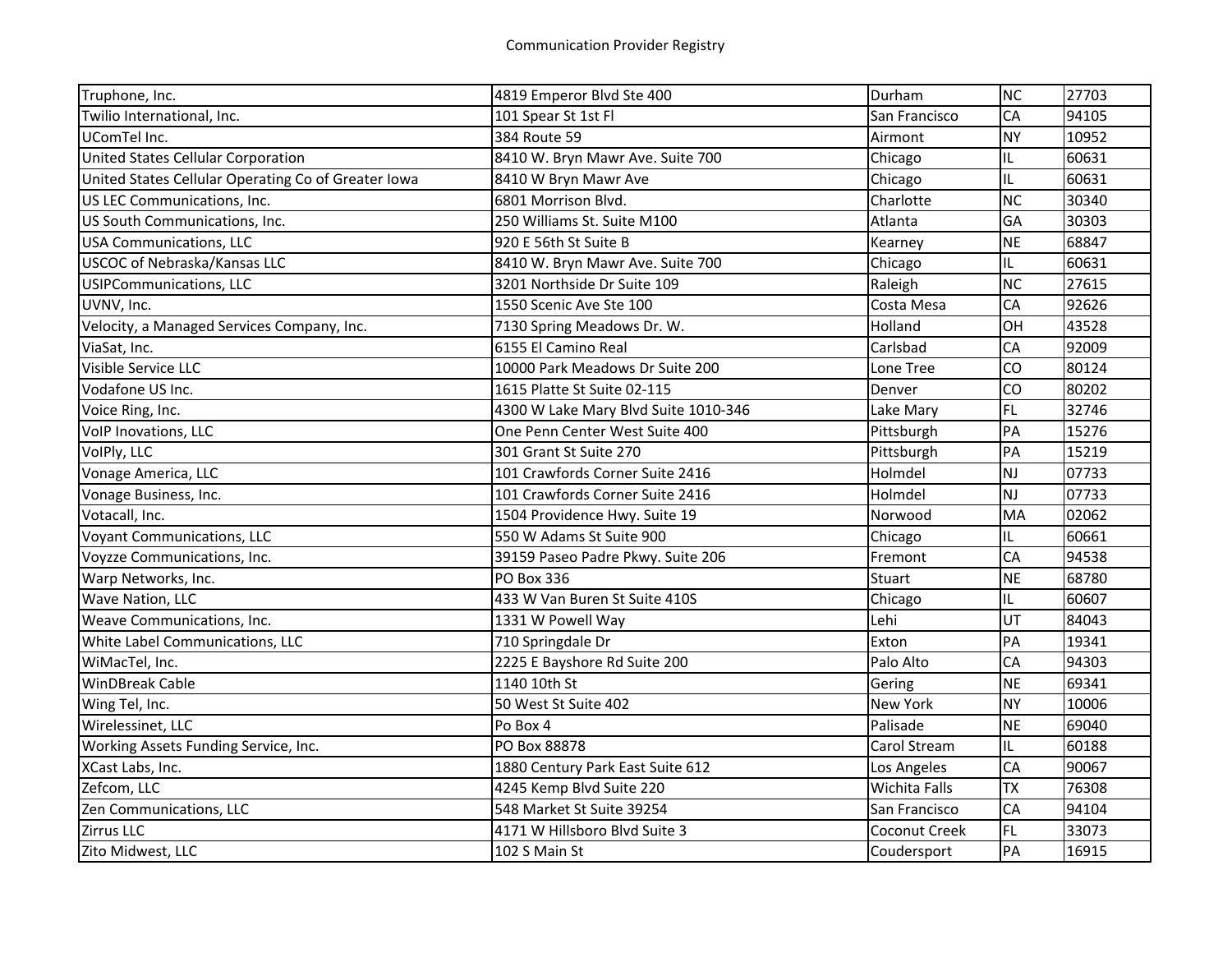| | | | | |
|---|---|---|---|---|
| Truphone, Inc. | 4819 Emperor Blvd Ste 400 | Durham | NC | 27703 |
| Twilio International, Inc. | 101 Spear St 1st Fl | San Francisco | CA | 94105 |
| UComTel Inc. | 384 Route 59 | Airmont | NY | 10952 |
| United States Cellular Corporation | 8410 W. Bryn Mawr Ave. Suite 700 | Chicago | IL | 60631 |
| United States Cellular Operating Co of Greater Iowa | 8410 W Bryn Mawr Ave | Chicago | IL | 60631 |
| US LEC Communications, Inc. | 6801 Morrison Blvd. | Charlotte | NC | 30340 |
| US South Communications, Inc. | 250 Williams St. Suite M100 | Atlanta | GA | 30303 |
| USA Communications, LLC | 920 E 56th St Suite B | Kearney | NE | 68847 |
| USCOC of Nebraska/Kansas LLC | 8410 W. Bryn Mawr Ave. Suite 700 | Chicago | IL | 60631 |
| USIPCommunications, LLC | 3201 Northside Dr Suite 109 | Raleigh | NC | 27615 |
| UVNV, Inc. | 1550 Scenic Ave Ste 100 | Costa Mesa | CA | 92626 |
| Velocity, a Managed Services Company, Inc. | 7130 Spring Meadows Dr. W. | Holland | OH | 43528 |
| ViaSat, Inc. | 6155 El Camino Real | Carlsbad | CA | 92009 |
| Visible Service LLC | 10000 Park Meadows Dr Suite 200 | Lone Tree | CO | 80124 |
| Vodafone US Inc. | 1615 Platte St Suite 02-115 | Denver | CO | 80202 |
| Voice Ring, Inc. | 4300 W Lake Mary Blvd Suite 1010-346 | Lake Mary | FL | 32746 |
| VoIP Inovations, LLC | One Penn Center West Suite 400 | Pittsburgh | PA | 15276 |
| VoIPly, LLC | 301 Grant St Suite 270 | Pittsburgh | PA | 15219 |
| Vonage America, LLC | 101 Crawfords Corner Suite 2416 | Holmdel | NJ | 07733 |
| Vonage Business, Inc. | 101 Crawfords Corner Suite 2416 | Holmdel | NJ | 07733 |
| Votacall, Inc. | 1504 Providence Hwy. Suite 19 | Norwood | MA | 02062 |
| Voyant Communications, LLC | 550 W Adams St Suite 900 | Chicago | IL | 60661 |
| Voyzze Communications, Inc. | 39159 Paseo Padre Pkwy. Suite 206 | Fremont | CA | 94538 |
| Warp Networks, Inc. | PO Box 336 | Stuart | NE | 68780 |
| Wave Nation, LLC | 433 W Van Buren St Suite 410S | Chicago | IL | 60607 |
| Weave Communications, Inc. | 1331 W Powell Way | Lehi | UT | 84043 |
| White Label Communications, LLC | 710 Springdale Dr | Exton | PA | 19341 |
| WiMacTel, Inc. | 2225 E Bayshore Rd Suite 200 | Palo Alto | CA | 94303 |
| WinDBreak Cable | 1140 10th St | Gering | NE | 69341 |
| Wing Tel, Inc. | 50 West St Suite 402 | New York | NY | 10006 |
| Wirelessinet, LLC | Po Box 4 | Palisade | NE | 69040 |
| Working Assets Funding Service, Inc. | PO Box 88878 | Carol Stream | IL | 60188 |
| XCast Labs, Inc. | 1880 Century Park East Suite 612 | Los Angeles | CA | 90067 |
| Zefcom, LLC | 4245 Kemp Blvd Suite 220 | Wichita Falls | TX | 76308 |
| Zen Communications, LLC | 548 Market St Suite 39254 | San Francisco | CA | 94104 |
| Zirrus LLC | 4171 W Hillsboro Blvd Suite 3 | Coconut Creek | FL | 33073 |
| Zito Midwest, LLC | 102 S Main St | Coudersport | PA | 16915 |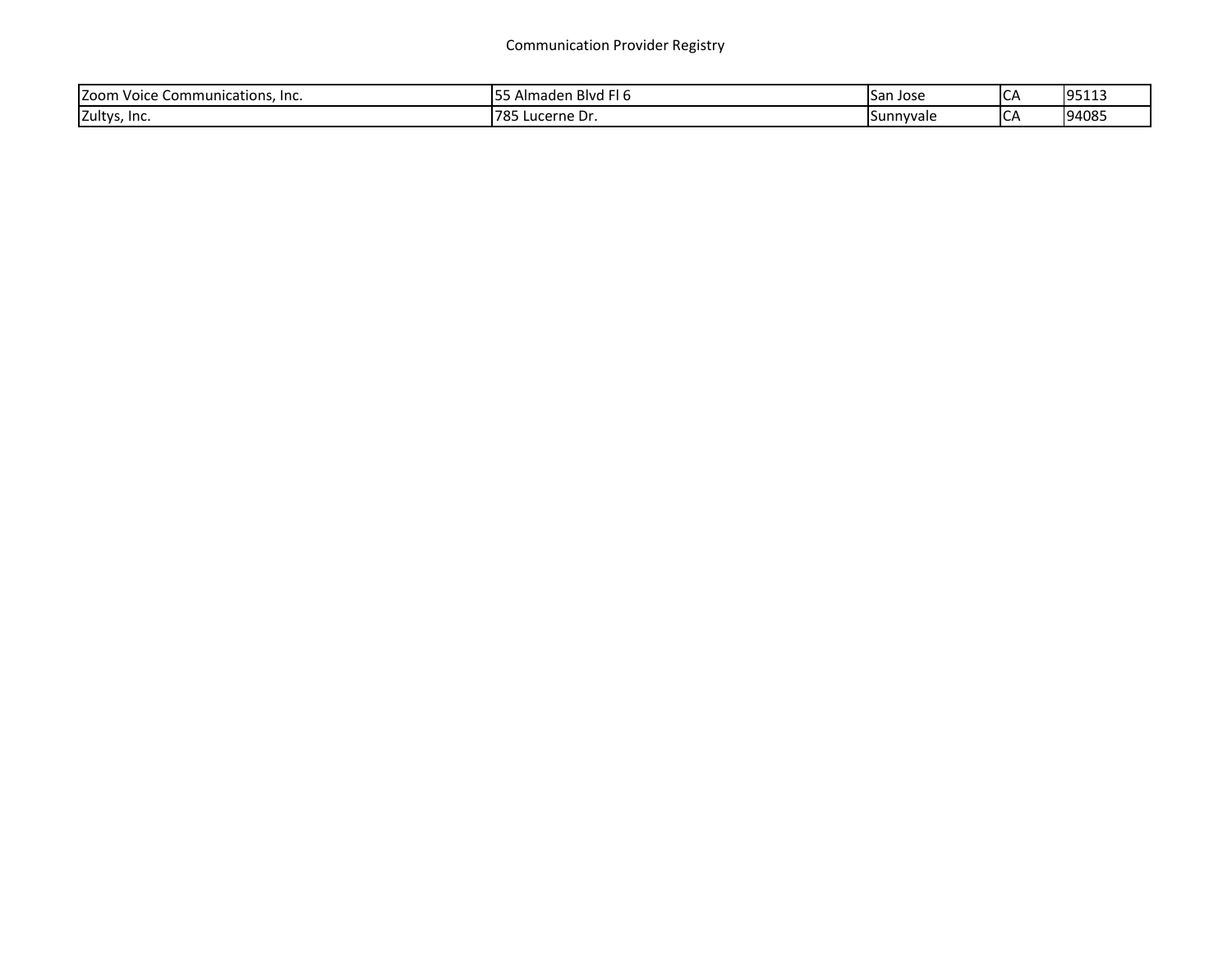| | | | | |
|---|---|---|---|---|
| Zoom Voice Communications, Inc. | 55 Almaden Blvd Fl 6 | San Jose | CA | 95113 |
| Zultys, Inc. | 785 Lucerne Dr. | Sunnyvale | CA | 94085 |